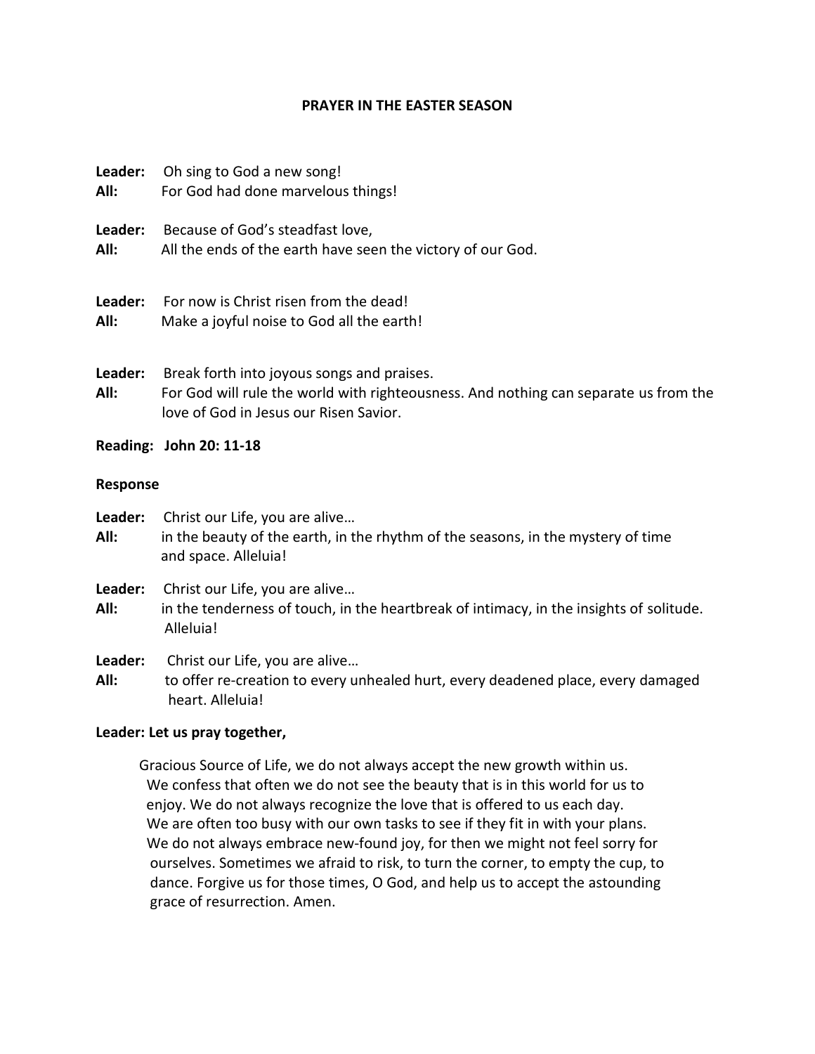# PRAYER IN THE EASTER SEASON

**Leader:** Oh sing to God a new song!
**All:** For God had done marvelous things!

**Leader:** Because of God's steadfast love,
**All:** All the ends of the earth have seen the victory of our God.

**Leader:** For now is Christ risen from the dead!
**All:** Make a joyful noise to God all the earth!

**Leader:** Break forth into joyous songs and praises.
**All:** For God will rule the world with righteousness. And nothing can separate us from the love of God in Jesus our Risen Savior.

**Reading: John 20: 11-18**

**Response**

**Leader:** Christ our Life, you are alive…
**All:** in the beauty of the earth, in the rhythm of the seasons, in the mystery of time and space. Alleluia!

**Leader:** Christ our Life, you are alive…
**All:** in the tenderness of touch, in the heartbreak of intimacy, in the insights of solitude. Alleluia!

**Leader:** Christ our Life, you are alive…
**All:** to offer re-creation to every unhealed hurt, every deadened place, every damaged heart. Alleluia!

**Leader: Let us pray together,**

Gracious Source of Life, we do not always accept the new growth within us. We confess that often we do not see the beauty that is in this world for us to enjoy. We do not always recognize the love that is offered to us each day. We are often too busy with our own tasks to see if they fit in with your plans. We do not always embrace new-found joy, for then we might not feel sorry for ourselves. Sometimes we afraid to risk, to turn the corner, to empty the cup, to dance. Forgive us for those times, O God, and help us to accept the astounding grace of resurrection. Amen.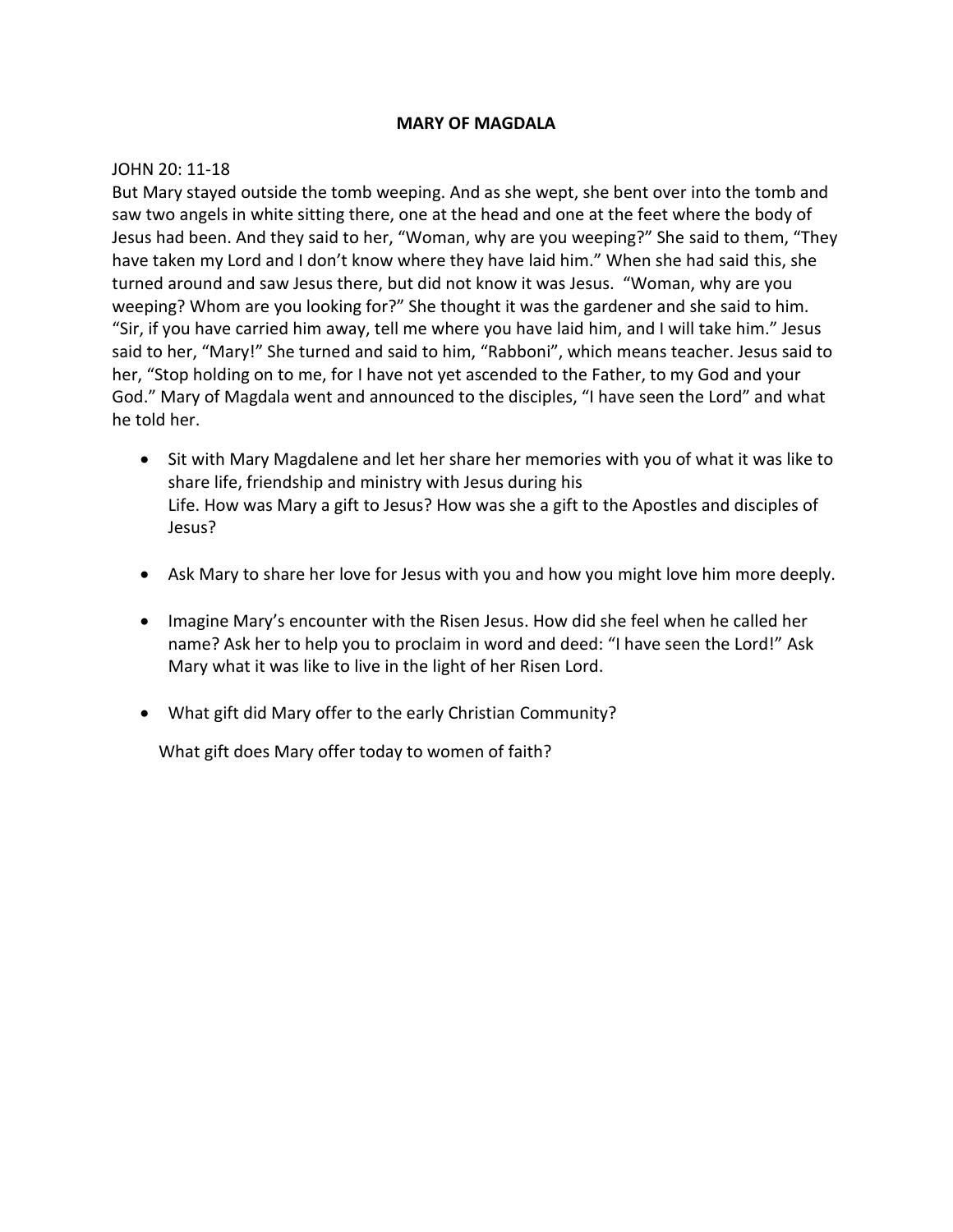**MARY OF MAGDALA**

JOHN 20: 11-18

But Mary stayed outside the tomb weeping. And as she wept, she bent over into the tomb and saw two angels in white sitting there, one at the head and one at the feet where the body of Jesus had been. And they said to her, "Woman, why are you weeping?" She said to them, "They have taken my Lord and I don't know where they have laid him." When she had said this, she turned around and saw Jesus there, but did not know it was Jesus. "Woman, why are you weeping? Whom are you looking for?" She thought it was the gardener and she said to him. "Sir, if you have carried him away, tell me where you have laid him, and I will take him." Jesus said to her, "Mary!" She turned and said to him, "Rabboni", which means teacher. Jesus said to her, "Stop holding on to me, for I have not yet ascended to the Father, to my God and your God." Mary of Magdala went and announced to the disciples, "I have seen the Lord" and what he told her.

- Sit with Mary Magdalene and let her share her memories with you of what it was like to share life, friendship and ministry with Jesus during his Life. How was Mary a gift to Jesus? How was she a gift to the Apostles and disciples of Jesus?

- Ask Mary to share her love for Jesus with you and how you might love him more deeply.

- Imagine Mary's encounter with the Risen Jesus. How did she feel when he called her name? Ask her to help you to proclaim in word and deed: "I have seen the Lord!" Ask Mary what it was like to live in the light of her Risen Lord.

- What gift did Mary offer to the early Christian Community?

  What gift does Mary offer today to women of faith?